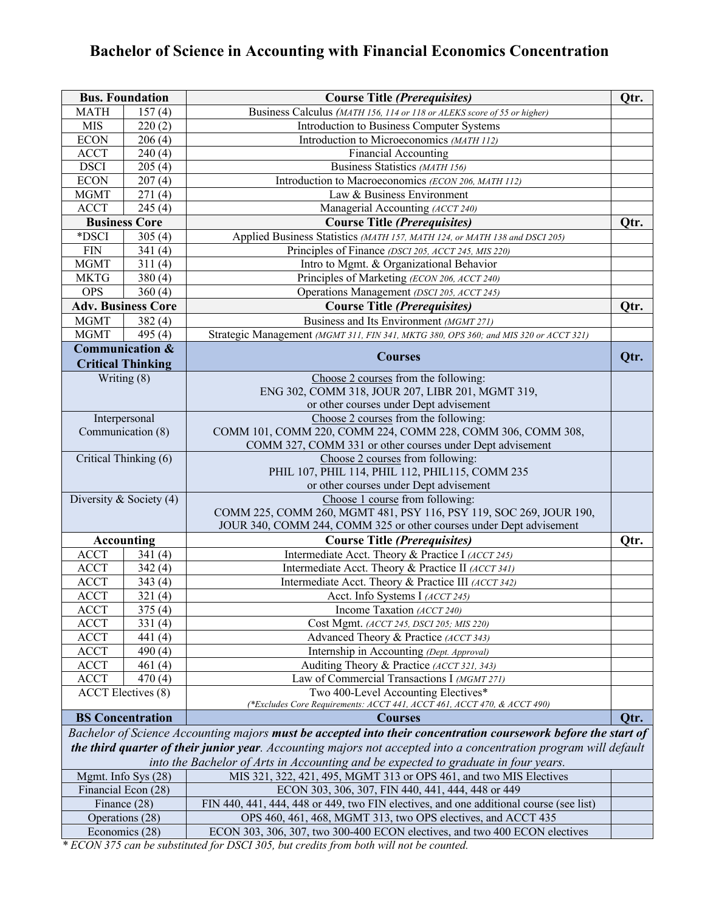# Bachelor of Science in Accounting with Financial Economics Concentration

| Bus. Foundation | | Course Title *(Prerequisites)* | Qtr. |
|---|---|---|---|
| MATH | 157 (4) | Business Calculus *(MATH 156, 114 or 118 or ALEKS score of 55 or higher)* | |
| MIS | 220 (2) | Introduction to Business Computer Systems | |
| ECON | 206 (4) | Introduction to Microeconomics *(MATH 112)* | |
| ACCT | 240 (4) | Financial Accounting | |
| DSCI | 205 (4) | Business Statistics *(MATH 156)* | |
| ECON | 207 (4) | Introduction to Macroeconomics *(ECON 206, MATH 112)* | |
| MGMT | 271 (4) | Law & Business Environment | |
| ACCT | 245 (4) | Managerial Accounting *(ACCT 240)* | |
| **Business Core** | | **Course Title *(Prerequisites)*** | **Qtr.** |
| *DSCI | 305 (4) | Applied Business Statistics *(MATH 157, MATH 124, or MATH 138 and DSCI 205)* | |
| FIN | 341 (4) | Principles of Finance *(DSCI 205, ACCT 245, MIS 220)* | |
| MGMT | 311 (4) | Intro to Mgmt. & Organizational Behavior | |
| MKTG | 380 (4) | Principles of Marketing *(ECON 206, ACCT 240)* | |
| OPS | 360 (4) | Operations Management *(DSCI 205, ACCT 245)* | |
| **Adv. Business Core** | | **Course Title *(Prerequisites)*** | **Qtr.** |
| MGMT | 382 (4) | Business and Its Environment *(MGMT 271)* | |
| MGMT | 495 (4) | Strategic Management *(MGMT 311, FIN 341, MKTG 380, OPS 360; and MIS 320 or ACCT 321)* | |
| **Communication & Critical Thinking** | | **Courses** | **Qtr.** |
| Writing (8) | | Choose 2 courses from the following: ENG 302, COMM 318, JOUR 207, LIBR 201, MGMT 319, or other courses under Dept advisement | |
| Interpersonal Communication (8) | | Choose 2 courses from the following: COMM 101, COMM 220, COMM 224, COMM 228, COMM 306, COMM 308, COMM 327, COMM 331 or other courses under Dept advisement | |
| Critical Thinking (6) | | Choose 2 courses from following: PHIL 107, PHIL 114, PHIL 112, PHIL115, COMM 235 or other courses under Dept advisement | |
| Diversity & Society (4) | | Choose 1 course from following: COMM 225, COMM 260, MGMT 481, PSY 116, PSY 119, SOC 269, JOUR 190, JOUR 340, COMM 244, COMM 325 or other courses under Dept advisement | |
| **Accounting** | | **Course Title *(Prerequisites)*** | **Qtr.** |
| ACCT | 341 (4) | Intermediate Acct. Theory & Practice I *(ACCT 245)* | |
| ACCT | 342 (4) | Intermediate Acct. Theory & Practice II *(ACCT 341)* | |
| ACCT | 343 (4) | Intermediate Acct. Theory & Practice III *(ACCT 342)* | |
| ACCT | 321 (4) | Acct. Info Systems I *(ACCT 245)* | |
| ACCT | 375 (4) | Income Taxation *(ACCT 240)* | |
| ACCT | 331 (4) | Cost Mgmt. *(ACCT 245, DSCI 205; MIS 220)* | |
| ACCT | 441 (4) | Advanced Theory & Practice *(ACCT 343)* | |
| ACCT | 490 (4) | Internship in Accounting *(Dept. Approval)* | |
| ACCT | 461 (4) | Auditing Theory & Practice *(ACCT 321, 343)* | |
| ACCT | 470 (4) | Law of Commercial Transactions I *(MGMT 271)* | |
| ACCT Electives (8) | | Two 400-Level Accounting Electives* *(*Excludes Core Requirements: ACCT 441, ACCT 461, ACCT 470, & ACCT 490)* | |
| **BS Concentration** | | **Courses** | **Qtr.** |
| *Bachelor of Science Accounting majors* ***must be accepted into their concentration coursework before the start of the third quarter of their junior year****. Accounting majors not accepted into a concentration program will default into the Bachelor of Arts in Accounting and be expected to graduate in four years.* | | | |
| Mgmt. Info Sys (28) | | MIS 321, 322, 421, 495, MGMT 313 or OPS 461, and two MIS Electives | |
| Financial Econ (28) | | ECON 303, 306, 307, FIN 440, 441, 444, 448 or 449 | |
| Finance (28) | | FIN 440, 441, 444, 448 or 449, two FIN electives, and one additional course (see list) | |
| Operations (28) | | OPS 460, 461, 468, MGMT 313, two OPS electives, and ACCT 435 | |
| Economics (28) | | ECON 303, 306, 307, two 300-400 ECON electives, and two 400 ECON electives | |

*\* ECON 375 can be substituted for DSCI 305, but credits from both will not be counted.*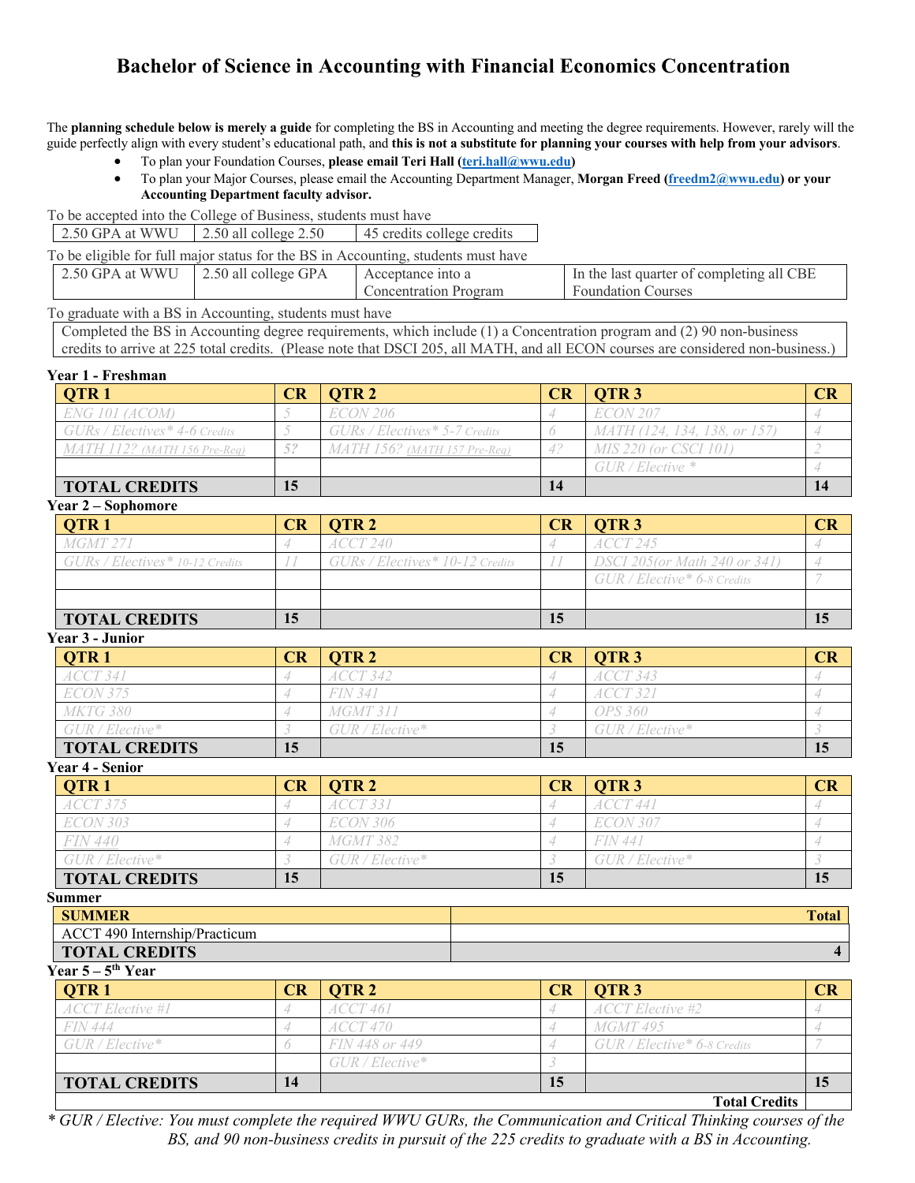# Bachelor of Science in Accounting with Financial Economics Concentration

The **planning schedule below is merely a guide** for completing the BS in Accounting and meeting the degree requirements. However, rarely will the guide perfectly align with every student's educational path, and **this is not a substitute for planning your courses with help from your advisors**.

- To plan your Foundation Courses, **please email Teri Hall (teri.hall@wwu.edu)**
- To plan your Major Courses, please email the Accounting Department Manager, **Morgan Freed (freedm2@wwu.edu) or your Accounting Department faculty advisor.**

To be accepted into the College of Business, students must have

| | | |
|---|---|---|
| 2.50 GPA at WWU | 2.50 all college 2.50 | 45 credits college credits |

To be eligible for full major status for the BS in Accounting, students must have

| | | | |
|---|---|---|---|
| 2.50 GPA at WWU | 2.50 all college GPA | Acceptance into a Concentration Program | In the last quarter of completing all CBE Foundation Courses |

To graduate with a BS in Accounting, students must have

| |
|---|
| Completed the BS in Accounting degree requirements, which include (1) a Concentration program and (2) 90 non-business credits to arrive at 225 total credits. (Please note that DSCI 205, all MATH, and all ECON courses are considered non-business.) |

**Year 1 - Freshman**

| QTR 1 | CR | QTR 2 | CR | QTR 3 | CR |
|---|---|---|---|---|---|
| ENG 101 (ACOM) | 5 | ECON 206 | 4 | ECON 207 | 4 |
| GURs / Electives* 4-6 Credits | 5 | GURs / Electives* 5-7 Credits | 6 | MATH (124, 134, 138, or 157) | 4 |
| MATH 112? (MATH 156 Pre-Req) | 5? | MATH 156? (MATH 157 Pre-Req) | 4? | MIS 220 (or CSCI 101) | 2 |
| | | | | GUR / Elective * | 4 |
| **TOTAL CREDITS** | **15** | | **14** | | **14** |

**Year 2 – Sophomore**

| QTR 1 | CR | QTR 2 | CR | QTR 3 | CR |
|---|---|---|---|---|---|
| MGMT 271 | 4 | ACCT 240 | 4 | ACCT 245 | 4 |
| GURs / Electives* 10-12 Credits | 11 | GURs / Electives* 10-12 Credits | 11 | DSCI 205(or Math 240 or 341) | 4 |
| | | | | GUR / Elective* 6-8 Credits | 7 |
| | | | | | |
| **TOTAL CREDITS** | **15** | | **15** | | **15** |

**Year 3 - Junior**

| QTR 1 | CR | QTR 2 | CR | QTR 3 | CR |
|---|---|---|---|---|---|
| ACCT 341 | 4 | ACCT 342 | 4 | ACCT 343 | 4 |
| ECON 375 | 4 | FIN 341 | 4 | ACCT 321 | 4 |
| MKTG 380 | 4 | MGMT 311 | 4 | OPS 360 | 4 |
| GUR / Elective* | 3 | GUR / Elective* | 3 | GUR / Elective* | 3 |
| **TOTAL CREDITS** | **15** | | **15** | | **15** |

**Year 4 - Senior**

| QTR 1 | CR | QTR 2 | CR | QTR 3 | CR |
|---|---|---|---|---|---|
| ACCT 375 | 4 | ACCT 331 | 4 | ACCT 441 | 4 |
| ECON 303 | 4 | ECON 306 | 4 | ECON 307 | 4 |
| FIN 440 | 4 | MGMT 382 | 4 | FIN 441 | 4 |
| GUR / Elective* | 3 | GUR / Elective* | 3 | GUR / Elective* | 3 |
| **TOTAL CREDITS** | **15** | | **15** | | **15** |

**Summer**

| SUMMER | Total |
|---|---|
| ACCT 490 Internship/Practicum | |
| **TOTAL CREDITS** | **4** |

**Year 5 – 5th Year**

| QTR 1 | CR | QTR 2 | CR | QTR 3 | CR |
|---|---|---|---|---|---|
| ACCT Elective #1 | 4 | ACCT 461 | 4 | ACCT Elective #2 | 4 |
| FIN 444 | 4 | ACCT 470 | 4 | MGMT 495 | 4 |
| GUR / Elective* | 6 | FIN 448 or 449 | 4 | GUR / Elective* 6-8 Credits | 7 |
| | | GUR / Elective* | 3 | | |
| **TOTAL CREDITS** | **14** | | **15** | | **15** |
| | | | | **Total Credits** | |

*\* GUR / Elective: You must complete the required WWU GURs, the Communication and Critical Thinking courses of the BS, and 90 non-business credits in pursuit of the 225 credits to graduate with a BS in Accounting.*